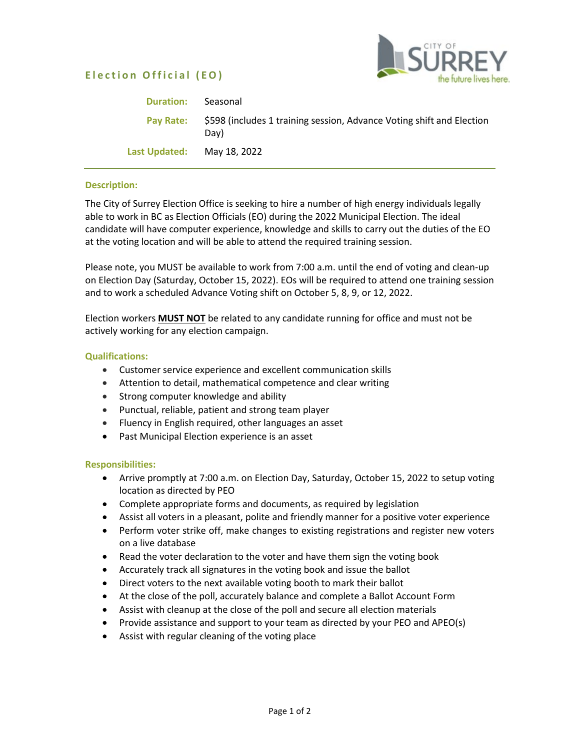# Election Official (EO)

**Duration:** Seasonal

**Pay Rate:** $598 (includes 1 training session, Advance Voting shift and Election Day)

**Last Updated:** May 18, 2022

---

## Description:

The City of Surrey Election Office is seeking to hire a number of high energy individuals legally able to work in BC as Election Officials (EO) during the 2022 Municipal Election. The ideal candidate will have computer experience, knowledge and skills to carry out the duties of the EO at the voting location and will be able to attend the required training session.

Please note, you MUST be available to work from 7:00 a.m. until the end of voting and clean-up on Election Day (Saturday, October 15, 2022). EOs will be required to attend one training session and to work a scheduled Advance Voting shift on October 5, 8, 9, or 12, 2022.

Election workers **MUST NOT** be related to any candidate running for office and must not be actively working for any election campaign.

## Qualifications:

- Customer service experience and excellent communication skills
- Attention to detail, mathematical competence and clear writing
- Strong computer knowledge and ability
- Punctual, reliable, patient and strong team player
- Fluency in English required, other languages an asset
- Past Municipal Election experience is an asset

## Responsibilities:

- Arrive promptly at 7:00 a.m. on Election Day, Saturday, October 15, 2022 to setup voting location as directed by PEO
- Complete appropriate forms and documents, as required by legislation
- Assist all voters in a pleasant, polite and friendly manner for a positive voter experience
- Perform voter strike off, make changes to existing registrations and register new voters on a live database
- Read the voter declaration to the voter and have them sign the voting book
- Accurately track all signatures in the voting book and issue the ballot
- Direct voters to the next available voting booth to mark their ballot
- At the close of the poll, accurately balance and complete a Ballot Account Form
- Assist with cleanup at the close of the poll and secure all election materials
- Provide assistance and support to your team as directed by your PEO and APEO(s)
- Assist with regular cleaning of the voting place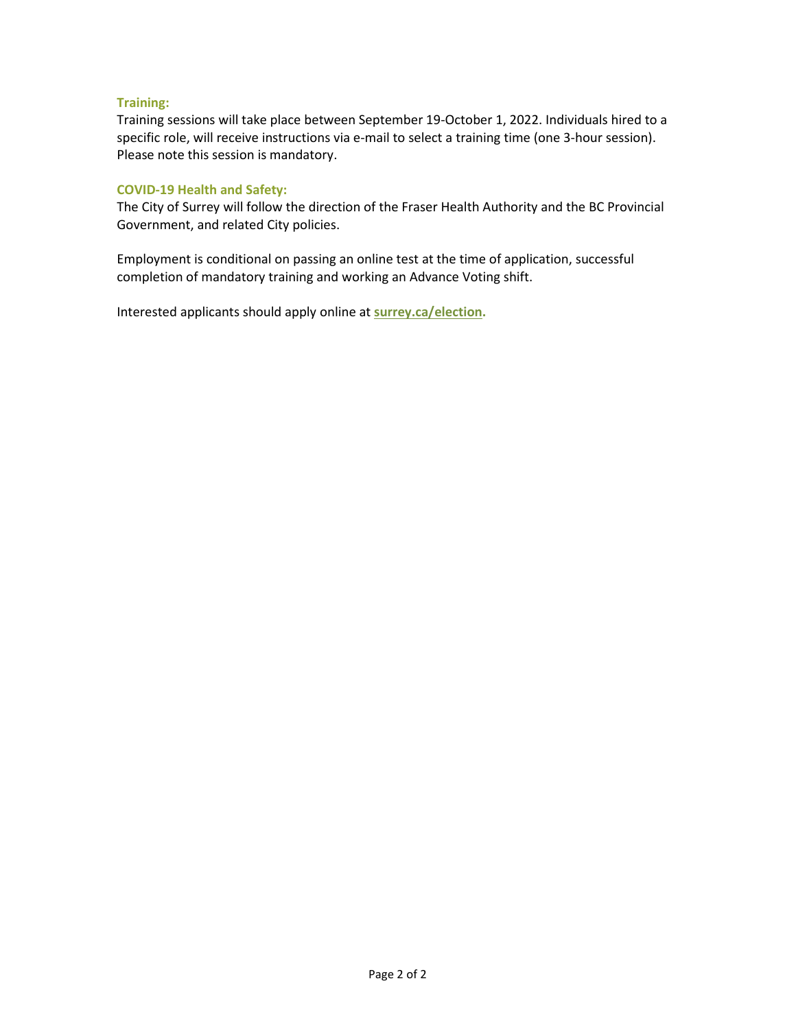**Training:**

Training sessions will take place between September 19-October 1, 2022. Individuals hired to a specific role, will receive instructions via e-mail to select a training time (one 3-hour session). Please note this session is mandatory.

**COVID-19 Health and Safety:**

The City of Surrey will follow the direction of the Fraser Health Authority and the BC Provincial Government, and related City policies.

Employment is conditional on passing an online test at the time of application, successful completion of mandatory training and working an Advance Voting shift.

Interested applicants should apply online at **surrey.ca/election.**